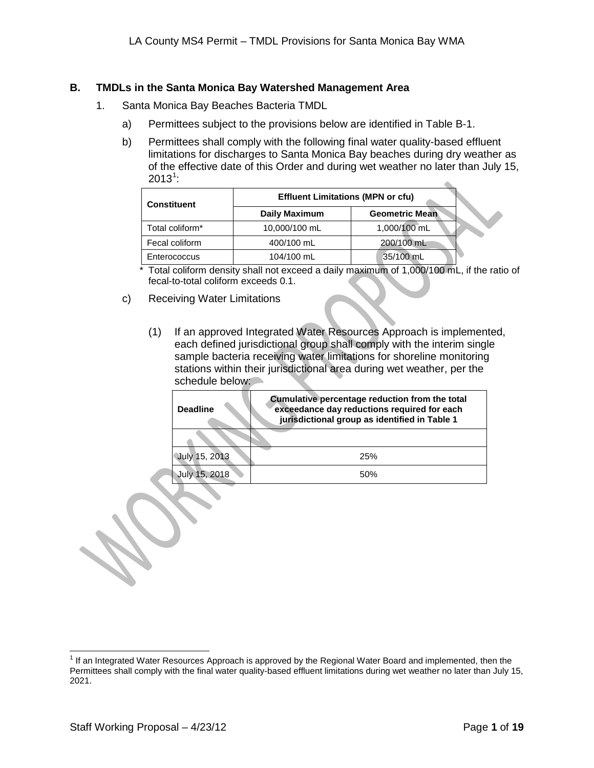## B. TMDLs in the Santa Monica Bay Watershed Management Area

1. Santa Monica Bay Beaches Bacteria TMDL

   a) Permittees subject to the provisions below are identified in Table B-1.

   b) Permittees shall comply with the following final water quality-based effluent limitations for discharges to Santa Monica Bay beaches during dry weather as of the effective date of this Order and during wet weather no later than July 15, 2013[1]:

| Constituent | Effluent Limitations (MPN or cfu) | |
|---|---|---|
| | Daily Maximum | Geometric Mean |
| Total coliform* | 10,000/100 mL | 1,000/100 mL |
| Fecal coliform | 400/100 mL | 200/100 mL |
| Enterococcus | 104/100 mL | 35/100 mL |

   \* Total coliform density shall not exceed a daily maximum of 1,000/100 mL, if the ratio of fecal-to-total coliform exceeds 0.1.

   c) Receiving Water Limitations

      (1) If an approved Integrated Water Resources Approach is implemented, each defined jurisdictional group shall comply with the interim single sample bacteria receiving water limitations for shoreline monitoring stations within their jurisdictional area during wet weather, per the schedule below:

| Deadline | Cumulative percentage reduction from the total exceedance day reductions required for each jurisdictional group as identified in Table 1 |
|---|---|
| | |
| July 15, 2013 | 25% |
| July 15, 2018 | 50% |

[1] If an Integrated Water Resources Approach is approved by the Regional Water Board and implemented, then the Permittees shall comply with the final water quality-based effluent limitations during wet weather no later than July 15, 2021.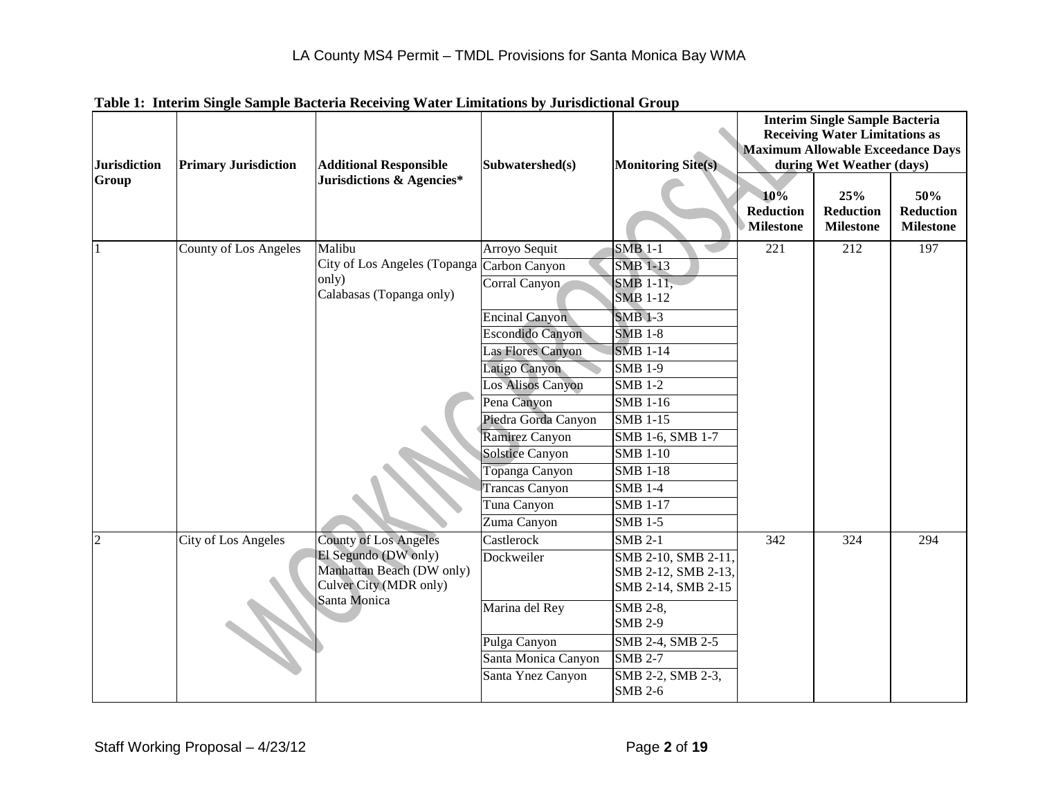**Table 1: Interim Single Sample Bacteria Receiving Water Limitations by Jurisdictional Group**

| Jurisdiction Group | Primary Jurisdiction | Additional Responsible Jurisdictions & Agencies* | Subwatershed(s) | Monitoring Site(s) | Interim Single Sample Bacteria Receiving Water Limitations as Maximum Allowable Exceedance Days during Wet Weather (days) | | |
|---|---|---|---|---|---|---|---|
| | | | | | 10% Reduction Milestone | 25% Reduction Milestone | 50% Reduction Milestone |
| 1 | County of Los Angeles | Malibu<br>City of Los Angeles (Topanga only)<br>Calabasas (Topanga only) | Arroyo Sequit | SMB 1-1 | 221 | 212 | 197 |
| | | | Carbon Canyon | SMB 1-13 | | | |
| | | | Corral Canyon | SMB 1-11, SMB 1-12 | | | |
| | | | Encinal Canyon | SMB 1-3 | | | |
| | | | Escondido Canyon | SMB 1-8 | | | |
| | | | Las Flores Canyon | SMB 1-14 | | | |
| | | | Latigo Canyon | SMB 1-9 | | | |
| | | | Los Alisos Canyon | SMB 1-2 | | | |
| | | | Pena Canyon | SMB 1-16 | | | |
| | | | Piedra Gorda Canyon | SMB 1-15 | | | |
| | | | Ramirez Canyon | SMB 1-6, SMB 1-7 | | | |
| | | | Solstice Canyon | SMB 1-10 | | | |
| | | | Topanga Canyon | SMB 1-18 | | | |
| | | | Trancas Canyon | SMB 1-4 | | | |
| | | | Tuna Canyon | SMB 1-17 | | | |
| | | | Zuma Canyon | SMB 1-5 | | | |
| 2 | City of Los Angeles | County of Los Angeles<br>El Segundo (DW only)<br>Manhattan Beach (DW only)<br>Culver City (MDR only)<br>Santa Monica | Castlerock | SMB 2-1 | 342 | 324 | 294 |
| | | | Dockweiler | SMB 2-10, SMB 2-11, SMB 2-12, SMB 2-13, SMB 2-14, SMB 2-15 | | | |
| | | | Marina del Rey | SMB 2-8, SMB 2-9 | | | |
| | | | Pulga Canyon | SMB 2-4, SMB 2-5 | | | |
| | | | Santa Monica Canyon | SMB 2-7 | | | |
| | | | Santa Ynez Canyon | SMB 2-2, SMB 2-3, SMB 2-6 | | | |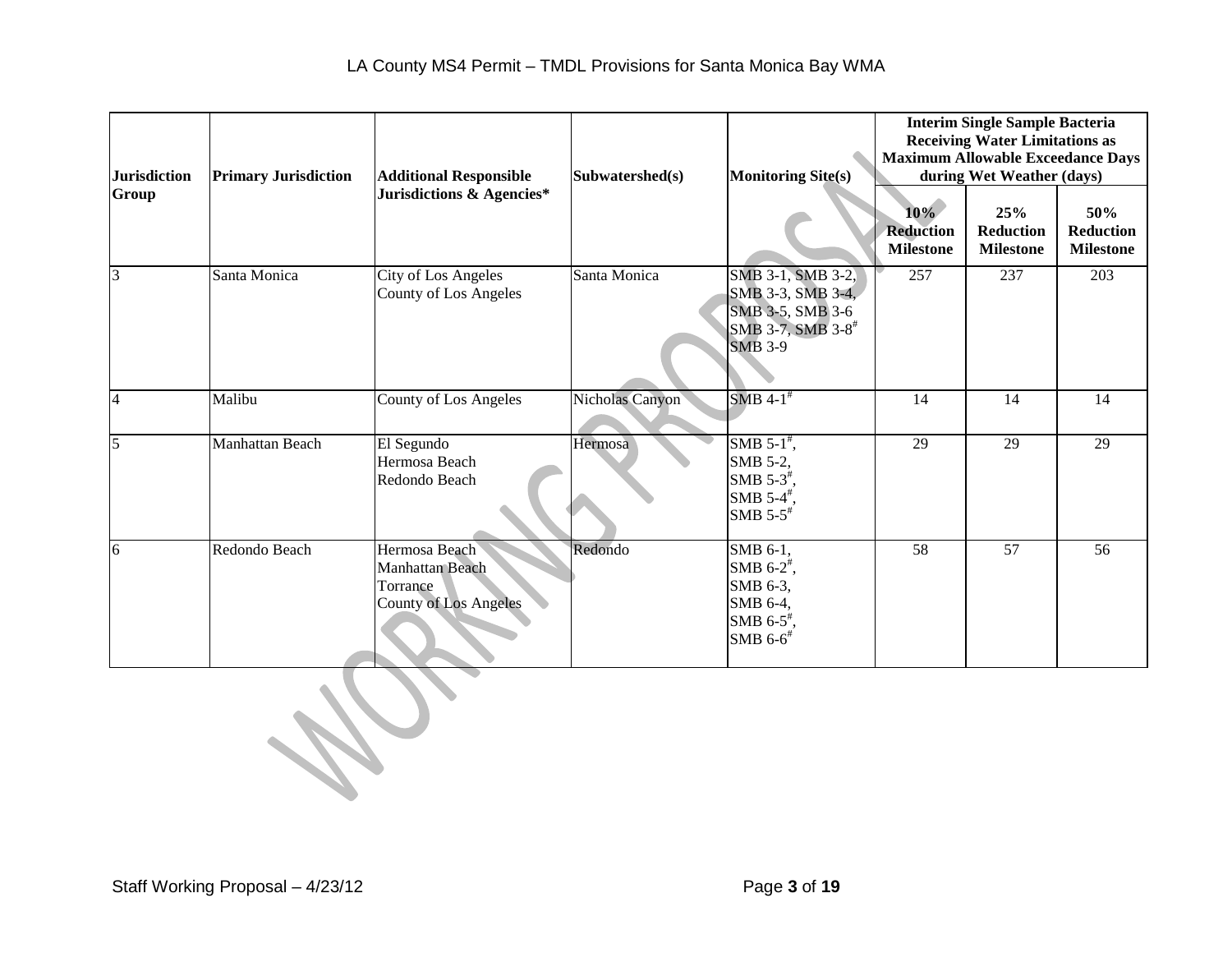| Jurisdiction Group | Primary Jurisdiction | Additional Responsible Jurisdictions & Agencies* | Subwatershed(s) | Monitoring Site(s) | Interim Single Sample Bacteria Receiving Water Limitations as Maximum Allowable Exceedance Days during Wet Weather (days) | | |
|---|---|---|---|---|---|---|---|
| | | | | | 10% Reduction Milestone | 25% Reduction Milestone | 50% Reduction Milestone |
| 3 | Santa Monica | City of Los Angeles<br>County of Los Angeles | Santa Monica | SMB 3-1, SMB 3-2, SMB 3-3, SMB 3-4, SMB 3-5, SMB 3-6 SMB 3-7, SMB 3-8# SMB 3-9 | 257 | 237 | 203 |
| 4 | Malibu | County of Los Angeles | Nicholas Canyon | SMB 4-1# | 14 | 14 | 14 |
| 5 | Manhattan Beach | El Segundo<br>Hermosa Beach<br>Redondo Beach | Hermosa | SMB 5-1#, SMB 5-2, SMB 5-3#, SMB 5-4#, SMB 5-5# | 29 | 29 | 29 |
| 6 | Redondo Beach | Hermosa Beach<br>Manhattan Beach<br>Torrance<br>County of Los Angeles | Redondo | SMB 6-1, SMB 6-2#, SMB 6-3, SMB 6-4, SMB 6-5#, SMB 6-6# | 58 | 57 | 56 |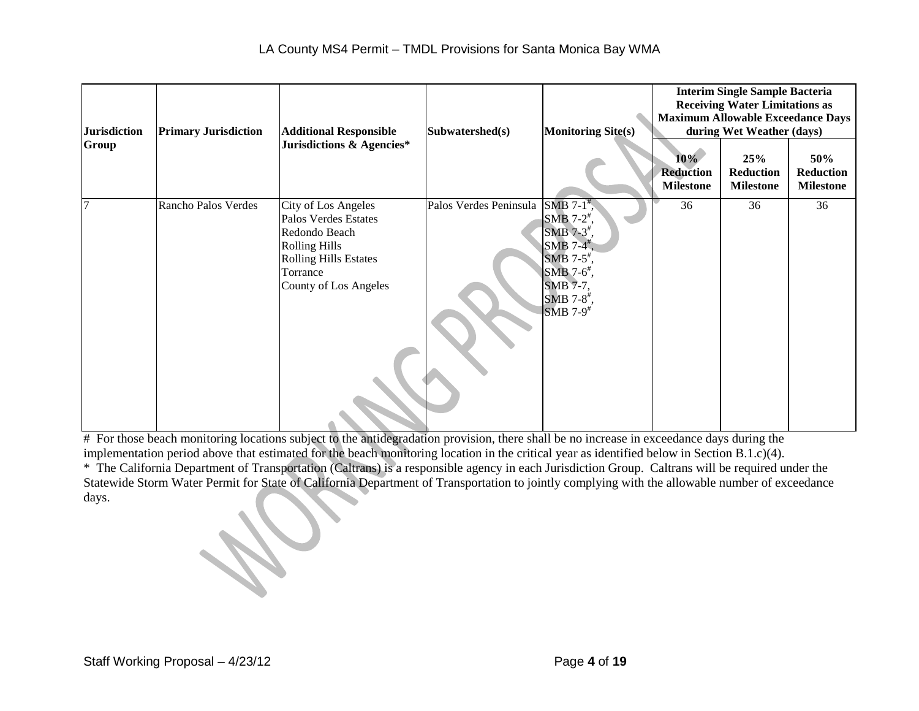| Jurisdiction Group | Primary Jurisdiction | Additional Responsible Jurisdictions & Agencies* | Subwatershed(s) | Monitoring Site(s) | Interim Single Sample Bacteria Receiving Water Limitations as Maximum Allowable Exceedance Days during Wet Weather (days) | | |
|---|---|---|---|---|---|---|---|
| | | | | | 10% Reduction Milestone | 25% Reduction Milestone | 50% Reduction Milestone |
| 7 | Rancho Palos Verdes | City of Los Angeles<br>Palos Verdes Estates<br>Redondo Beach<br>Rolling Hills<br>Rolling Hills Estates<br>Torrance<br>County of Los Angeles | Palos Verdes Peninsula | SMB 7-1#,<br>SMB 7-2#,<br>SMB 7-3#,<br>SMB 7-4#,<br>SMB 7-5#,<br>SMB 7-6#,<br>SMB 7-7,<br>SMB 7-8#,<br>SMB 7-9# | 36 | 36 | 36 |

# For those beach monitoring locations subject to the antidegradation provision, there shall be no increase in exceedance days during the implementation period above that estimated for the beach monitoring location in the critical year as identified below in Section B.1.c)(4).

* The California Department of Transportation (Caltrans) is a responsible agency in each Jurisdiction Group. Caltrans will be required under the Statewide Storm Water Permit for State of California Department of Transportation to jointly complying with the allowable number of exceedance days.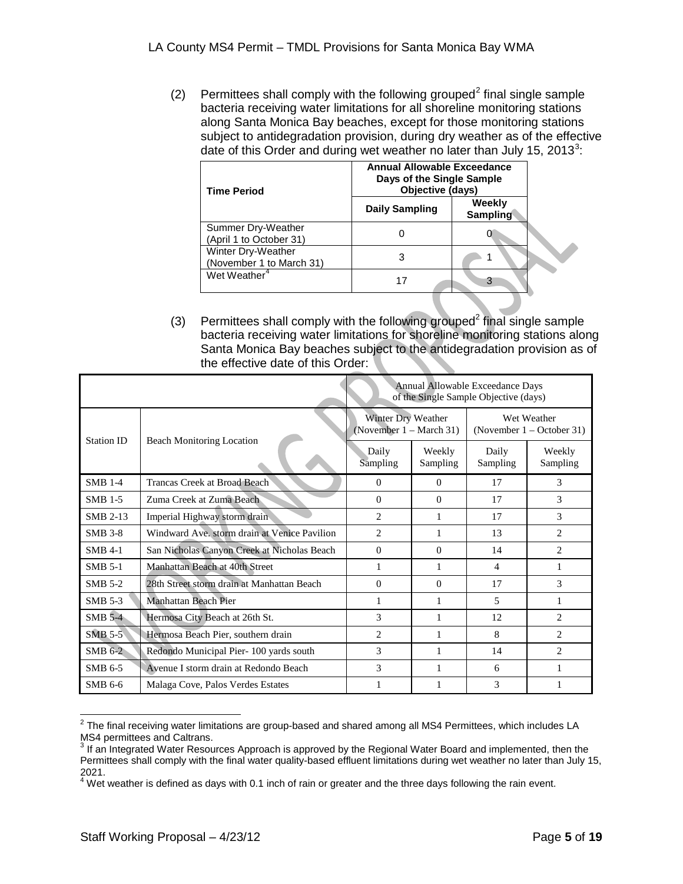(2) Permittees shall comply with the following grouped[2] final single sample bacteria receiving water limitations for all shoreline monitoring stations along Santa Monica Bay beaches, except for those monitoring stations subject to antidegradation provision, during dry weather as of the effective date of this Order and during wet weather no later than July 15, 2013[3]:

| Time Period | Annual Allowable Exceedance Days of the Single Sample Objective (days) | |
|---|---|---|
| | Daily Sampling | Weekly Sampling |
| Summer Dry-Weather (April 1 to October 31) | 0 | 0 |
| Winter Dry-Weather (November 1 to March 31) | 3 | 1 |
| Wet Weather[4] | 17 | 3 |

(3) Permittees shall comply with the following grouped[2] final single sample bacteria receiving water limitations for shoreline monitoring stations along Santa Monica Bay beaches subject to the antidegradation provision as of the effective date of this Order:

| | | Annual Allowable Exceedance Days of the Single Sample Objective (days) | | | |
|---|---|---|---|---|---|
| Station ID | Beach Monitoring Location | Winter Dry Weather (November 1 – March 31) | | Wet Weather (November 1 – October 31) | |
| | | Daily Sampling | Weekly Sampling | Daily Sampling | Weekly Sampling |
| SMB 1-4 | Trancas Creek at Broad Beach | 0 | 0 | 17 | 3 |
| SMB 1-5 | Zuma Creek at Zuma Beach | 0 | 0 | 17 | 3 |
| SMB 2-13 | Imperial Highway storm drain | 2 | 1 | 17 | 3 |
| SMB 3-8 | Windward Ave. storm drain at Venice Pavilion | 2 | 1 | 13 | 2 |
| SMB 4-1 | San Nicholas Canyon Creek at Nicholas Beach | 0 | 0 | 14 | 2 |
| SMB 5-1 | Manhattan Beach at 40th Street | 1 | 1 | 4 | 1 |
| SMB 5-2 | 28th Street storm drain at Manhattan Beach | 0 | 0 | 17 | 3 |
| SMB 5-3 | Manhattan Beach Pier | 1 | 1 | 5 | 1 |
| SMB 5-4 | Hermosa City Beach at 26th St. | 3 | 1 | 12 | 2 |
| SMB 5-5 | Hermosa Beach Pier, southern drain | 2 | 1 | 8 | 2 |
| SMB 6-2 | Redondo Municipal Pier- 100 yards south | 3 | 1 | 14 | 2 |
| SMB 6-5 | Avenue I storm drain at Redondo Beach | 3 | 1 | 6 | 1 |
| SMB 6-6 | Malaga Cove, Palos Verdes Estates | 1 | 1 | 3 | 1 |

[2] The final receiving water limitations are group-based and shared among all MS4 Permittees, which includes LA MS4 permittees and Caltrans.

[3] If an Integrated Water Resources Approach is approved by the Regional Water Board and implemented, then the Permittees shall comply with the final water quality-based effluent limitations during wet weather no later than July 15, 2021.

[4] Wet weather is defined as days with 0.1 inch of rain or greater and the three days following the rain event.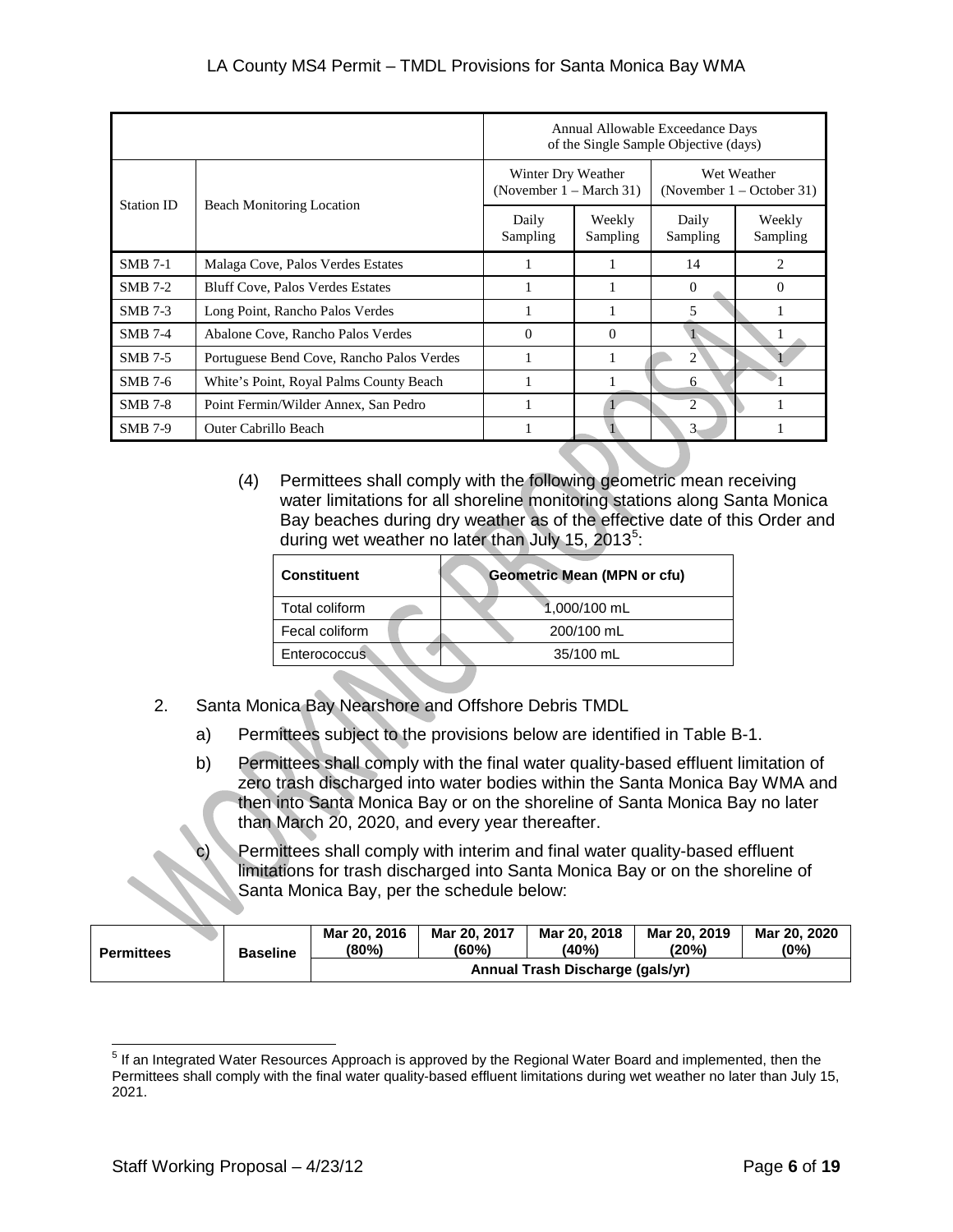| Station ID | Beach Monitoring Location | Annual Allowable Exceedance Days of the Single Sample Objective (days) | | | |
|---|---|---|---|---|---|
| | | Winter Dry Weather (November 1 – March 31) | | Wet Weather (November 1 – October 31) | |
| | | Daily Sampling | Weekly Sampling | Daily Sampling | Weekly Sampling |
| SMB 7-1 | Malaga Cove, Palos Verdes Estates | 1 | 1 | 14 | 2 |
| SMB 7-2 | Bluff Cove, Palos Verdes Estates | 1 | 1 | 0 | 0 |
| SMB 7-3 | Long Point, Rancho Palos Verdes | 1 | 1 | 5 | 1 |
| SMB 7-4 | Abalone Cove, Rancho Palos Verdes | 0 | 0 | 1 | 1 |
| SMB 7-5 | Portuguese Bend Cove, Rancho Palos Verdes | 1 | 1 | 2 | 1 |
| SMB 7-6 | White's Point, Royal Palms County Beach | 1 | 1 | 6 | 1 |
| SMB 7-8 | Point Fermin/Wilder Annex, San Pedro | 1 | 1 | 2 | 1 |
| SMB 7-9 | Outer Cabrillo Beach | 1 | 1 | 3 | 1 |

(4) Permittees shall comply with the following geometric mean receiving water limitations for all shoreline monitoring stations along Santa Monica Bay beaches during dry weather as of the effective date of this Order and during wet weather no later than July 15, 2013[5]:

| Constituent | Geometric Mean (MPN or cfu) |
|---|---|
| Total coliform | 1,000/100 mL |
| Fecal coliform | 200/100 mL |
| Enterococcus | 35/100 mL |

2. Santa Monica Bay Nearshore and Offshore Debris TMDL

   a) Permittees subject to the provisions below are identified in Table B-1.

   b) Permittees shall comply with the final water quality-based effluent limitation of zero trash discharged into water bodies within the Santa Monica Bay WMA and then into Santa Monica Bay or on the shoreline of Santa Monica Bay no later than March 20, 2020, and every year thereafter.

   c) Permittees shall comply with interim and final water quality-based effluent limitations for trash discharged into Santa Monica Bay or on the shoreline of Santa Monica Bay, per the schedule below:

| Permittees | Baseline | Mar 20, 2016 (80%) | Mar 20, 2017 (60%) | Mar 20, 2018 (40%) | Mar 20, 2019 (20%) | Mar 20, 2020 (0%) |
|---|---|---|---|---|---|---|
| | | Annual Trash Discharge (gals/yr) | | | | |

[5] If an Integrated Water Resources Approach is approved by the Regional Water Board and implemented, then the Permittees shall comply with the final water quality-based effluent limitations during wet weather no later than July 15, 2021.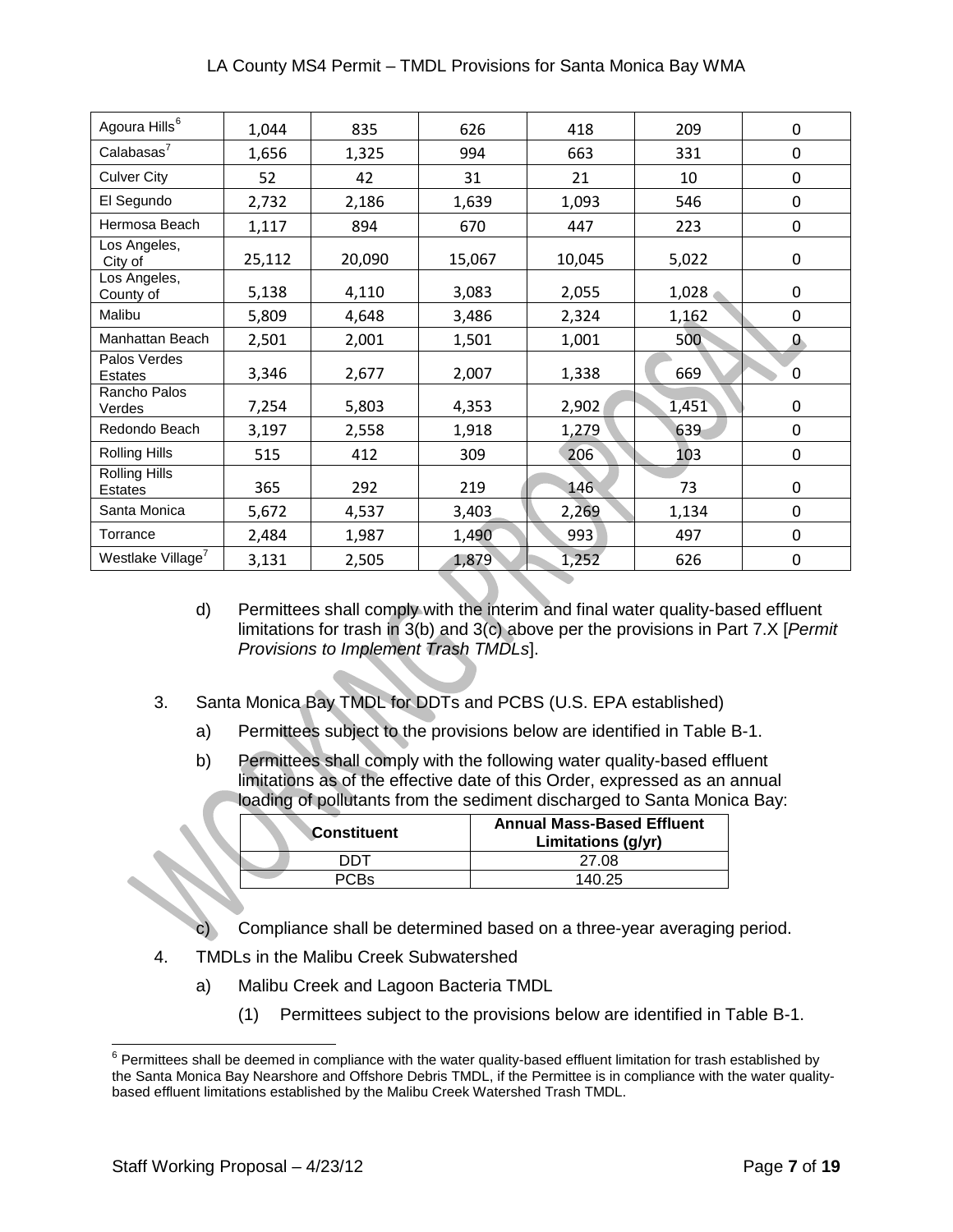| Agoura Hills[6] | 1,044 | 835 | 626 | 418 | 209 | 0 |
|---|---|---|---|---|---|---|
| Calabasas[7] | 1,656 | 1,325 | 994 | 663 | 331 | 0 |
| Culver City | 52 | 42 | 31 | 21 | 10 | 0 |
| El Segundo | 2,732 | 2,186 | 1,639 | 1,093 | 546 | 0 |
| Hermosa Beach | 1,117 | 894 | 670 | 447 | 223 | 0 |
| Los Angeles, City of | 25,112 | 20,090 | 15,067 | 10,045 | 5,022 | 0 |
| Los Angeles, County of | 5,138 | 4,110 | 3,083 | 2,055 | 1,028 | 0 |
| Malibu | 5,809 | 4,648 | 3,486 | 2,324 | 1,162 | 0 |
| Manhattan Beach | 2,501 | 2,001 | 1,501 | 1,001 | 500 | 0 |
| Palos Verdes Estates | 3,346 | 2,677 | 2,007 | 1,338 | 669 | 0 |
| Rancho Palos Verdes | 7,254 | 5,803 | 4,353 | 2,902 | 1,451 | 0 |
| Redondo Beach | 3,197 | 2,558 | 1,918 | 1,279 | 639 | 0 |
| Rolling Hills | 515 | 412 | 309 | 206 | 103 | 0 |
| Rolling Hills Estates | 365 | 292 | 219 | 146 | 73 | 0 |
| Santa Monica | 5,672 | 4,537 | 3,403 | 2,269 | 1,134 | 0 |
| Torrance | 2,484 | 1,987 | 1,490 | 993 | 497 | 0 |
| Westlake Village[7] | 3,131 | 2,505 | 1,879 | 1,252 | 626 | 0 |

d) Permittees shall comply with the interim and final water quality-based effluent limitations for trash in 3(b) and 3(c) above per the provisions in Part 7.X [*Permit Provisions to Implement Trash TMDLs*].

3. Santa Monica Bay TMDL for DDTs and PCBS (U.S. EPA established)

   a) Permittees subject to the provisions below are identified in Table B-1.

   b) Permittees shall comply with the following water quality-based effluent limitations as of the effective date of this Order, expressed as an annual loading of pollutants from the sediment discharged to Santa Monica Bay:

| Constituent | Annual Mass-Based Effluent Limitations (g/yr) |
|---|---|
| DDT | 27.08 |
| PCBs | 140.25 |

   c) Compliance shall be determined based on a three-year averaging period.

4. TMDLs in the Malibu Creek Subwatershed

   a) Malibu Creek and Lagoon Bacteria TMDL

      (1) Permittees subject to the provisions below are identified in Table B-1.

[6] Permittees shall be deemed in compliance with the water quality-based effluent limitation for trash established by the Santa Monica Bay Nearshore and Offshore Debris TMDL, if the Permittee is in compliance with the water quality-based effluent limitations established by the Malibu Creek Watershed Trash TMDL.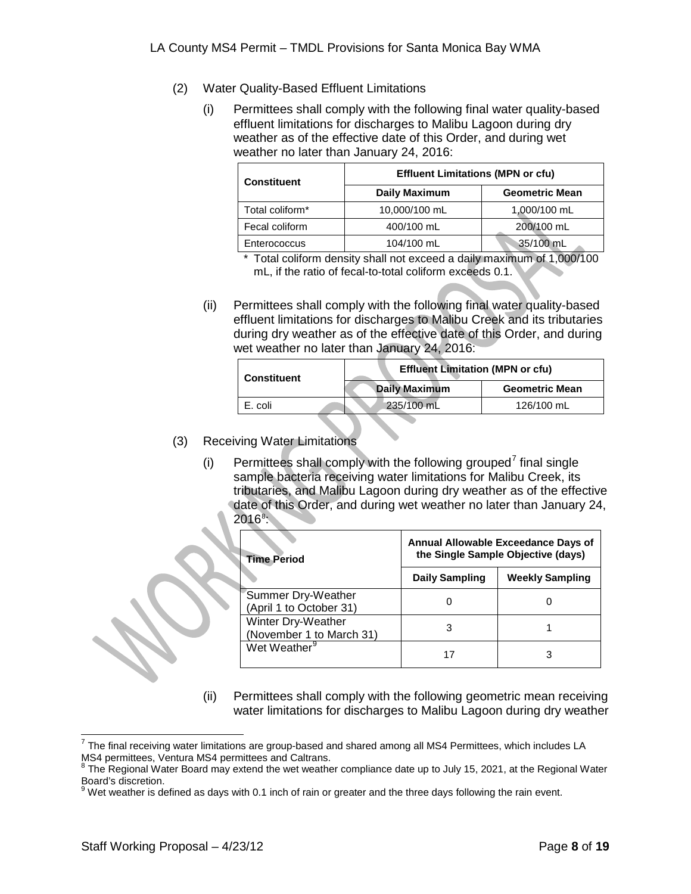(2) Water Quality-Based Effluent Limitations

(i) Permittees shall comply with the following final water quality-based effluent limitations for discharges to Malibu Lagoon during dry weather as of the effective date of this Order, and during wet weather no later than January 24, 2016:

| Constituent | Effluent Limitations (MPN or cfu) | |
|---|---|---|
| | Daily Maximum | Geometric Mean |
| Total coliform* | 10,000/100 mL | 1,000/100 mL |
| Fecal coliform | 400/100 mL | 200/100 mL |
| Enterococcus | 104/100 mL | 35/100 mL |

\* Total coliform density shall not exceed a daily maximum of 1,000/100 mL, if the ratio of fecal-to-total coliform exceeds 0.1.

(ii) Permittees shall comply with the following final water quality-based effluent limitations for discharges to Malibu Creek and its tributaries during dry weather as of the effective date of this Order, and during wet weather no later than January 24, 2016:

| Constituent | Effluent Limitation (MPN or cfu) | |
|---|---|---|
| | Daily Maximum | Geometric Mean |
| E. coli | 235/100 mL | 126/100 mL |

(3) Receiving Water Limitations

(i) Permittees shall comply with the following grouped[7] final single sample bacteria receiving water limitations for Malibu Creek, its tributaries, and Malibu Lagoon during dry weather as of the effective date of this Order, and during wet weather no later than January 24, 2016[8]:

| Time Period | Annual Allowable Exceedance Days of the Single Sample Objective (days) | |
|---|---|---|
| | Daily Sampling | Weekly Sampling |
| Summer Dry-Weather (April 1 to October 31) | 0 | 0 |
| Winter Dry-Weather (November 1 to March 31) | 3 | 1 |
| Wet Weather[9] | 17 | 3 |

(ii) Permittees shall comply with the following geometric mean receiving water limitations for discharges to Malibu Lagoon during dry weather

---

[7] The final receiving water limitations are group-based and shared among all MS4 Permittees, which includes LA MS4 permittees, Ventura MS4 permittees and Caltrans.

[8] The Regional Water Board may extend the wet weather compliance date up to July 15, 2021, at the Regional Water Board's discretion.

[9] Wet weather is defined as days with 0.1 inch of rain or greater and the three days following the rain event.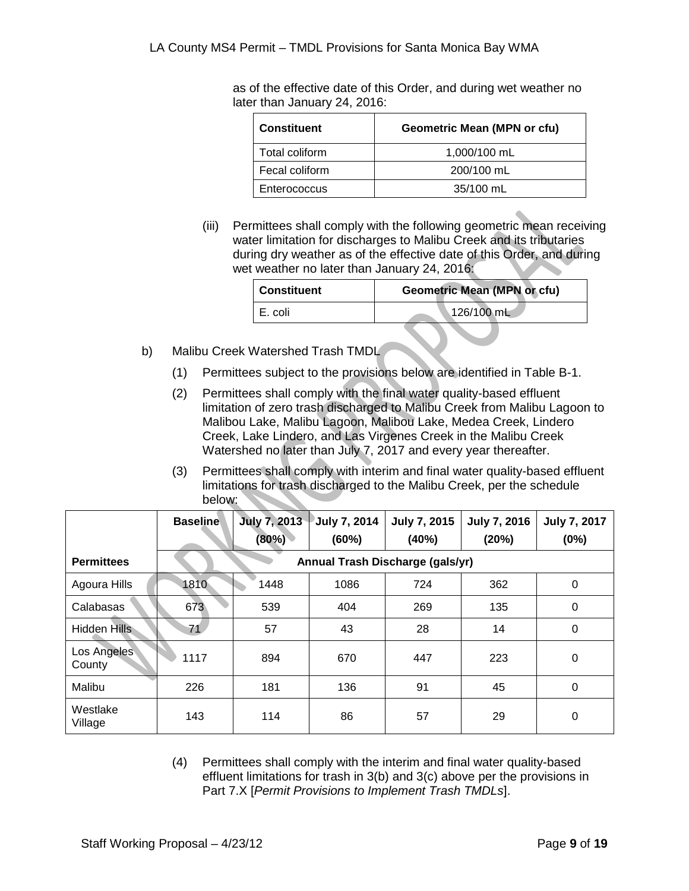as of the effective date of this Order, and during wet weather no later than January 24, 2016:

| Constituent | Geometric Mean (MPN or cfu) |
|---|---|
| Total coliform | 1,000/100 mL |
| Fecal coliform | 200/100 mL |
| Enterococcus | 35/100 mL |

(iii) Permittees shall comply with the following geometric mean receiving water limitation for discharges to Malibu Creek and its tributaries during dry weather as of the effective date of this Order, and during wet weather no later than January 24, 2016:

| Constituent | Geometric Mean (MPN or cfu) |
|---|---|
| E. coli | 126/100 mL |

b) Malibu Creek Watershed Trash TMDL

(1) Permittees subject to the provisions below are identified in Table B-1.

(2) Permittees shall comply with the final water quality-based effluent limitation of zero trash discharged to Malibu Creek from Malibu Lagoon to Malibou Lake, Malibu Lagoon, Malibou Lake, Medea Creek, Lindero Creek, Lake Lindero, and Las Virgenes Creek in the Malibu Creek Watershed no later than July 7, 2017 and every year thereafter.

(3) Permittees shall comply with interim and final water quality-based effluent limitations for trash discharged to the Malibu Creek, per the schedule below:

| | Baseline | July 7, 2013 (80%) | July 7, 2014 (60%) | July 7, 2015 (40%) | July 7, 2016 (20%) | July 7, 2017 (0%) |
|---|---|---|---|---|---|---|
| **Permittees** | **Annual Trash Discharge (gals/yr)** | | | | | |
| Agoura Hills | 1810 | 1448 | 1086 | 724 | 362 | 0 |
| Calabasas | 673 | 539 | 404 | 269 | 135 | 0 |
| Hidden Hills | 71 | 57 | 43 | 28 | 14 | 0 |
| Los Angeles County | 1117 | 894 | 670 | 447 | 223 | 0 |
| Malibu | 226 | 181 | 136 | 91 | 45 | 0 |
| Westlake Village | 143 | 114 | 86 | 57 | 29 | 0 |

(4) Permittees shall comply with the interim and final water quality-based effluent limitations for trash in 3(b) and 3(c) above per the provisions in Part 7.X [*Permit Provisions to Implement Trash TMDLs*].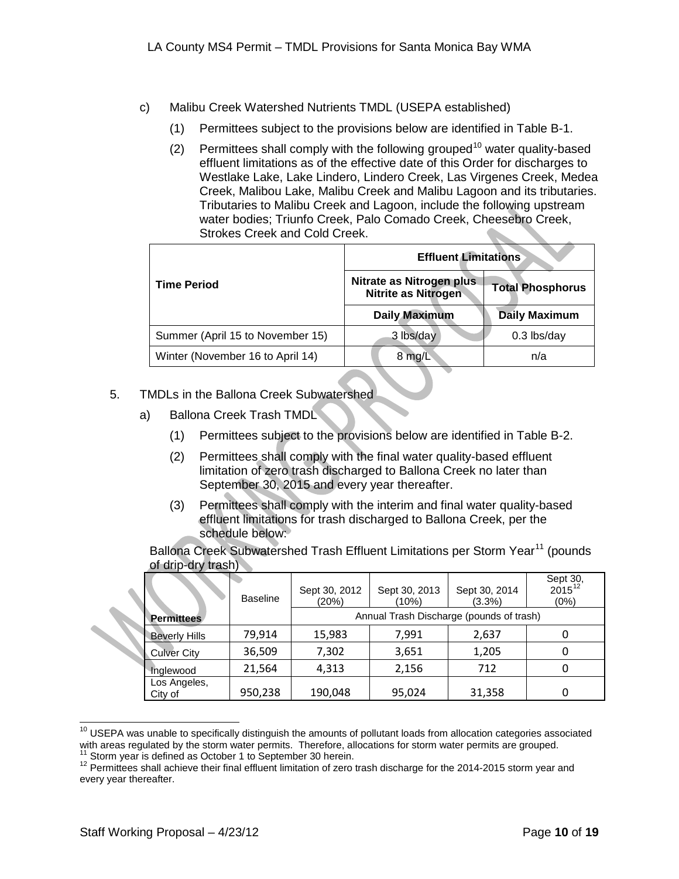c) Malibu Creek Watershed Nutrients TMDL (USEPA established)

(1) Permittees subject to the provisions below are identified in Table B-1.

(2) Permittees shall comply with the following grouped[10] water quality-based effluent limitations as of the effective date of this Order for discharges to Westlake Lake, Lake Lindero, Lindero Creek, Las Virgenes Creek, Medea Creek, Malibou Lake, Malibu Creek and Malibu Lagoon and its tributaries. Tributaries to Malibu Creek and Lagoon, include the following upstream water bodies; Triunfo Creek, Palo Comado Creek, Cheesebro Creek, Strokes Creek and Cold Creek.

| Time Period | Effluent Limitations | |
|---|---|---|
| | Nitrate as Nitrogen plus Nitrite as Nitrogen | Total Phosphorus |
| | Daily Maximum | Daily Maximum |
| Summer (April 15 to November 15) | 3 lbs/day | 0.3 lbs/day |
| Winter (November 16 to April 14) | 8 mg/L | n/a |

5. TMDLs in the Ballona Creek Subwatershed

a) Ballona Creek Trash TMDL

(1) Permittees subject to the provisions below are identified in Table B-2.

(2) Permittees shall comply with the final water quality-based effluent limitation of zero trash discharged to Ballona Creek no later than September 30, 2015 and every year thereafter.

(3) Permittees shall comply with the interim and final water quality-based effluent limitations for trash discharged to Ballona Creek, per the schedule below:

Ballona Creek Subwatershed Trash Effluent Limitations per Storm Year[11] (pounds of drip-dry trash)

| | Baseline | Sept 30, 2012 (20%) | Sept 30, 2013 (10%) | Sept 30, 2014 (3.3%) | Sept 30, 2015[12] (0%) |
|---|---|---|---|---|---|
| Permittees | | Annual Trash Discharge (pounds of trash) | | | |
| Beverly Hills | 79,914 | 15,983 | 7,991 | 2,637 | 0 |
| Culver City | 36,509 | 7,302 | 3,651 | 1,205 | 0 |
| Inglewood | 21,564 | 4,313 | 2,156 | 712 | 0 |
| Los Angeles, City of | 950,238 | 190,048 | 95,024 | 31,358 | 0 |

[10] USEPA was unable to specifically distinguish the amounts of pollutant loads from allocation categories associated with areas regulated by the storm water permits. Therefore, allocations for storm water permits are grouped.

[11] Storm year is defined as October 1 to September 30 herein.

[12] Permittees shall achieve their final effluent limitation of zero trash discharge for the 2014-2015 storm year and every year thereafter.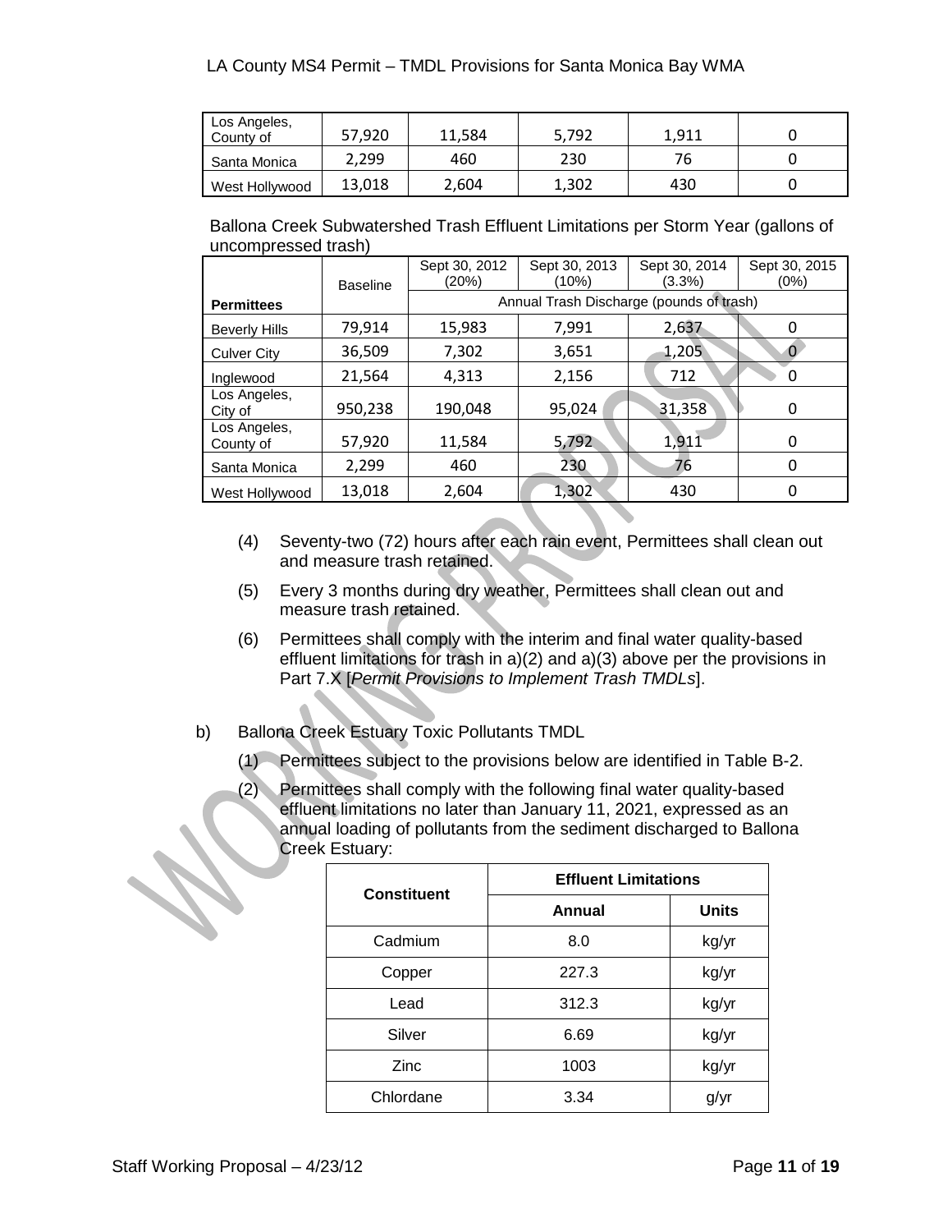| | | | | | |
|---|---|---|---|---|---|
| Los Angeles, County of | 57,920 | 11,584 | 5,792 | 1,911 | 0 |
| Santa Monica | 2,299 | 460 | 230 | 76 | 0 |
| West Hollywood | 13,018 | 2,604 | 1,302 | 430 | 0 |

Ballona Creek Subwatershed Trash Effluent Limitations per Storm Year (gallons of uncompressed trash)

| Permittees | Baseline | Sept 30, 2012 (20%) | Sept 30, 2013 (10%) | Sept 30, 2014 (3.3%) | Sept 30, 2015 (0%) |
|---|---|---|---|---|---|
| | | Annual Trash Discharge (pounds of trash) | | | |
| Beverly Hills | 79,914 | 15,983 | 7,991 | 2,637 | 0 |
| Culver City | 36,509 | 7,302 | 3,651 | 1,205 | 0 |
| Inglewood | 21,564 | 4,313 | 2,156 | 712 | 0 |
| Los Angeles, City of | 950,238 | 190,048 | 95,024 | 31,358 | 0 |
| Los Angeles, County of | 57,920 | 11,584 | 5,792 | 1,911 | 0 |
| Santa Monica | 2,299 | 460 | 230 | 76 | 0 |
| West Hollywood | 13,018 | 2,604 | 1,302 | 430 | 0 |

(4) Seventy-two (72) hours after each rain event, Permittees shall clean out and measure trash retained.

(5) Every 3 months during dry weather, Permittees shall clean out and measure trash retained.

(6) Permittees shall comply with the interim and final water quality-based effluent limitations for trash in a)(2) and a)(3) above per the provisions in Part 7.X [*Permit Provisions to Implement Trash TMDLs*].

b) Ballona Creek Estuary Toxic Pollutants TMDL

(1) Permittees subject to the provisions below are identified in Table B-2.

(2) Permittees shall comply with the following final water quality-based effluent limitations no later than January 11, 2021, expressed as an annual loading of pollutants from the sediment discharged to Ballona Creek Estuary:

| Constituent | Effluent Limitations | |
|---|---|---|
| | **Annual** | **Units** |
| Cadmium | 8.0 | kg/yr |
| Copper | 227.3 | kg/yr |
| Lead | 312.3 | kg/yr |
| Silver | 6.69 | kg/yr |
| Zinc | 1003 | kg/yr |
| Chlordane | 3.34 | g/yr |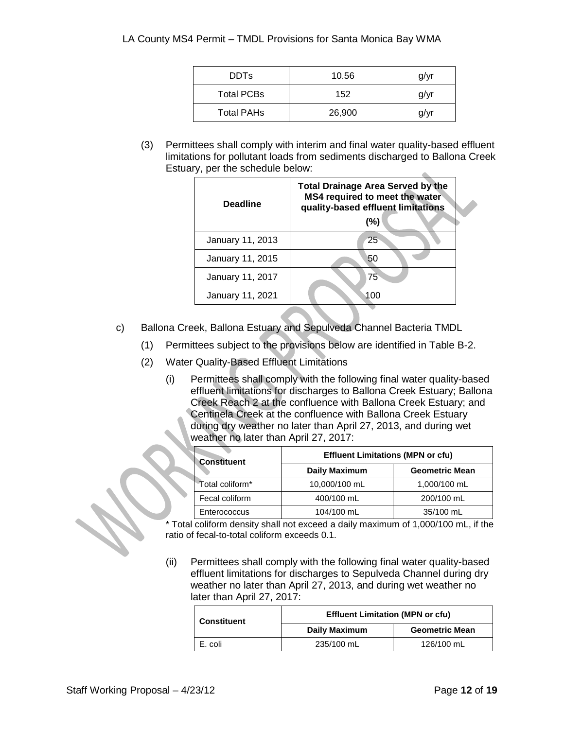| DDTs | 10.56 | g/yr |
|---|---|---|
| Total PCBs | 152 | g/yr |
| Total PAHs | 26,900 | g/yr |

(3) Permittees shall comply with interim and final water quality-based effluent limitations for pollutant loads from sediments discharged to Ballona Creek Estuary, per the schedule below:

| Deadline | Total Drainage Area Served by the MS4 required to meet the water quality-based effluent limitations (%) |
|---|---|
| January 11, 2013 | 25 |
| January 11, 2015 | 50 |
| January 11, 2017 | 75 |
| January 11, 2021 | 100 |

c) Ballona Creek, Ballona Estuary and Sepulveda Channel Bacteria TMDL

(1) Permittees subject to the provisions below are identified in Table B-2.

(2) Water Quality-Based Effluent Limitations

(i) Permittees shall comply with the following final water quality-based effluent limitations for discharges to Ballona Creek Estuary; Ballona Creek Reach 2 at the confluence with Ballona Creek Estuary; and Centinela Creek at the confluence with Ballona Creek Estuary during dry weather no later than April 27, 2013, and during wet weather no later than April 27, 2017:

| Constituent | Effluent Limitations (MPN or cfu) | |
|---|---|---|
| | Daily Maximum | Geometric Mean |
| Total coliform* | 10,000/100 mL | 1,000/100 mL |
| Fecal coliform | 400/100 mL | 200/100 mL |
| Enterococcus | 104/100 mL | 35/100 mL |

* Total coliform density shall not exceed a daily maximum of 1,000/100 mL, if the ratio of fecal-to-total coliform exceeds 0.1.

(ii) Permittees shall comply with the following final water quality-based effluent limitations for discharges to Sepulveda Channel during dry weather no later than April 27, 2013, and during wet weather no later than April 27, 2017:

| Constituent | Effluent Limitation (MPN or cfu) | |
|---|---|---|
| | Daily Maximum | Geometric Mean |
| E. coli | 235/100 mL | 126/100 mL |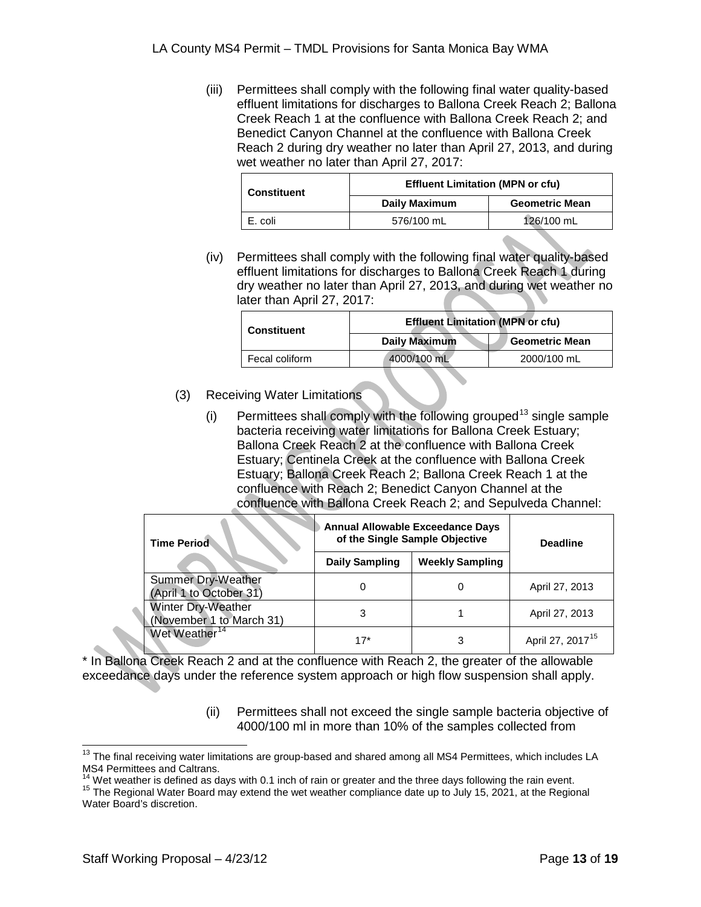(iii) Permittees shall comply with the following final water quality-based effluent limitations for discharges to Ballona Creek Reach 2; Ballona Creek Reach 1 at the confluence with Ballona Creek Reach 2; and Benedict Canyon Channel at the confluence with Ballona Creek Reach 2 during dry weather no later than April 27, 2013, and during wet weather no later than April 27, 2017:

| Constituent | Effluent Limitation (MPN or cfu) | |
|---|---|---|
| | Daily Maximum | Geometric Mean |
| E. coli | 576/100 mL | 126/100 mL |

(iv) Permittees shall comply with the following final water quality-based effluent limitations for discharges to Ballona Creek Reach 1 during dry weather no later than April 27, 2013, and during wet weather no later than April 27, 2017:

| Constituent | Effluent Limitation (MPN or cfu) | |
|---|---|---|
| | Daily Maximum | Geometric Mean |
| Fecal coliform | 4000/100 mL | 2000/100 mL |

(3) Receiving Water Limitations

(i) Permittees shall comply with the following grouped[13] single sample bacteria receiving water limitations for Ballona Creek Estuary; Ballona Creek Reach 2 at the confluence with Ballona Creek Estuary; Centinela Creek at the confluence with Ballona Creek Estuary; Ballona Creek Reach 2; Ballona Creek Reach 1 at the confluence with Reach 2; Benedict Canyon Channel at the confluence with Ballona Creek Reach 2; and Sepulveda Channel:

| Time Period | Annual Allowable Exceedance Days of the Single Sample Objective | | Deadline |
|---|---|---|---|
| | Daily Sampling | Weekly Sampling | |
| Summer Dry-Weather (April 1 to October 31) | 0 | 0 | April 27, 2013 |
| Winter Dry-Weather (November 1 to March 31) | 3 | 1 | April 27, 2013 |
| Wet Weather[14] | 17* | 3 | April 27, 2017[15] |

* In Ballona Creek Reach 2 and at the confluence with Reach 2, the greater of the allowable exceedance days under the reference system approach or high flow suspension shall apply.

(ii) Permittees shall not exceed the single sample bacteria objective of 4000/100 ml in more than 10% of the samples collected from

[13] The final receiving water limitations are group-based and shared among all MS4 Permittees, which includes LA MS4 Permittees and Caltrans.

[14] Wet weather is defined as days with 0.1 inch of rain or greater and the three days following the rain event.

[15] The Regional Water Board may extend the wet weather compliance date up to July 15, 2021, at the Regional Water Board's discretion.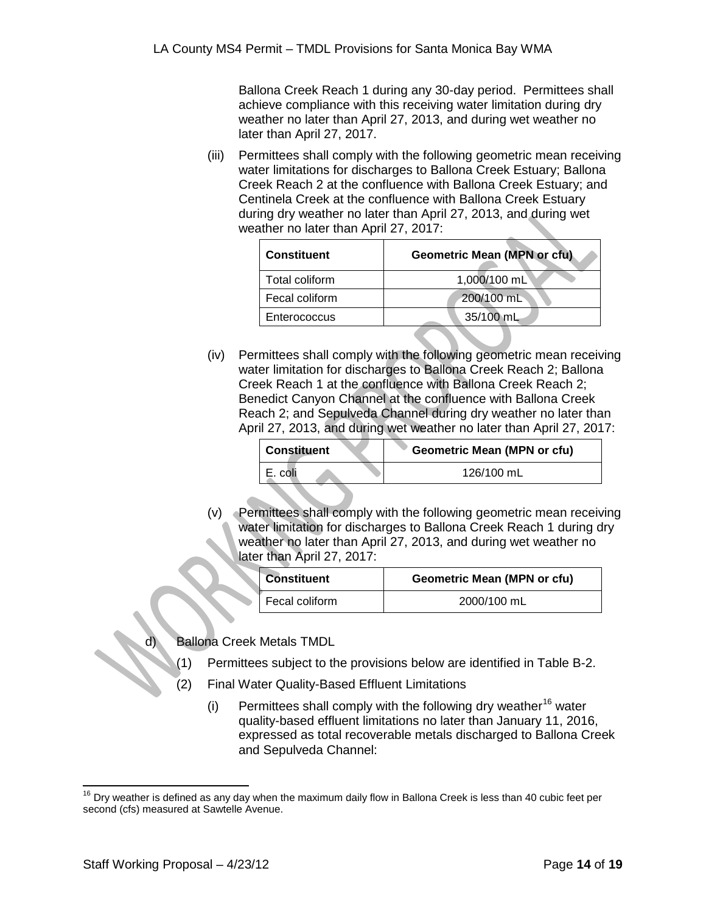Ballona Creek Reach 1 during any 30-day period. Permittees shall achieve compliance with this receiving water limitation during dry weather no later than April 27, 2013, and during wet weather no later than April 27, 2017.

(iii) Permittees shall comply with the following geometric mean receiving water limitations for discharges to Ballona Creek Estuary; Ballona Creek Reach 2 at the confluence with Ballona Creek Estuary; and Centinela Creek at the confluence with Ballona Creek Estuary during dry weather no later than April 27, 2013, and during wet weather no later than April 27, 2017:

| Constituent | Geometric Mean (MPN or cfu) |
|---|---|
| Total coliform | 1,000/100 mL |
| Fecal coliform | 200/100 mL |
| Enterococcus | 35/100 mL |

(iv) Permittees shall comply with the following geometric mean receiving water limitation for discharges to Ballona Creek Reach 2; Ballona Creek Reach 1 at the confluence with Ballona Creek Reach 2; Benedict Canyon Channel at the confluence with Ballona Creek Reach 2; and Sepulveda Channel during dry weather no later than April 27, 2013, and during wet weather no later than April 27, 2017:

| Constituent | Geometric Mean (MPN or cfu) |
|---|---|
| E. coli | 126/100 mL |

(v) Permittees shall comply with the following geometric mean receiving water limitation for discharges to Ballona Creek Reach 1 during dry weather no later than April 27, 2013, and during wet weather no later than April 27, 2017:

| Constituent | Geometric Mean (MPN or cfu) |
|---|---|
| Fecal coliform | 2000/100 mL |

d) Ballona Creek Metals TMDL

(1) Permittees subject to the provisions below are identified in Table B-2.

(2) Final Water Quality-Based Effluent Limitations

(i) Permittees shall comply with the following dry weather[16] water quality-based effluent limitations no later than January 11, 2016, expressed as total recoverable metals discharged to Ballona Creek and Sepulveda Channel:

---

[16] Dry weather is defined as any day when the maximum daily flow in Ballona Creek is less than 40 cubic feet per second (cfs) measured at Sawtelle Avenue.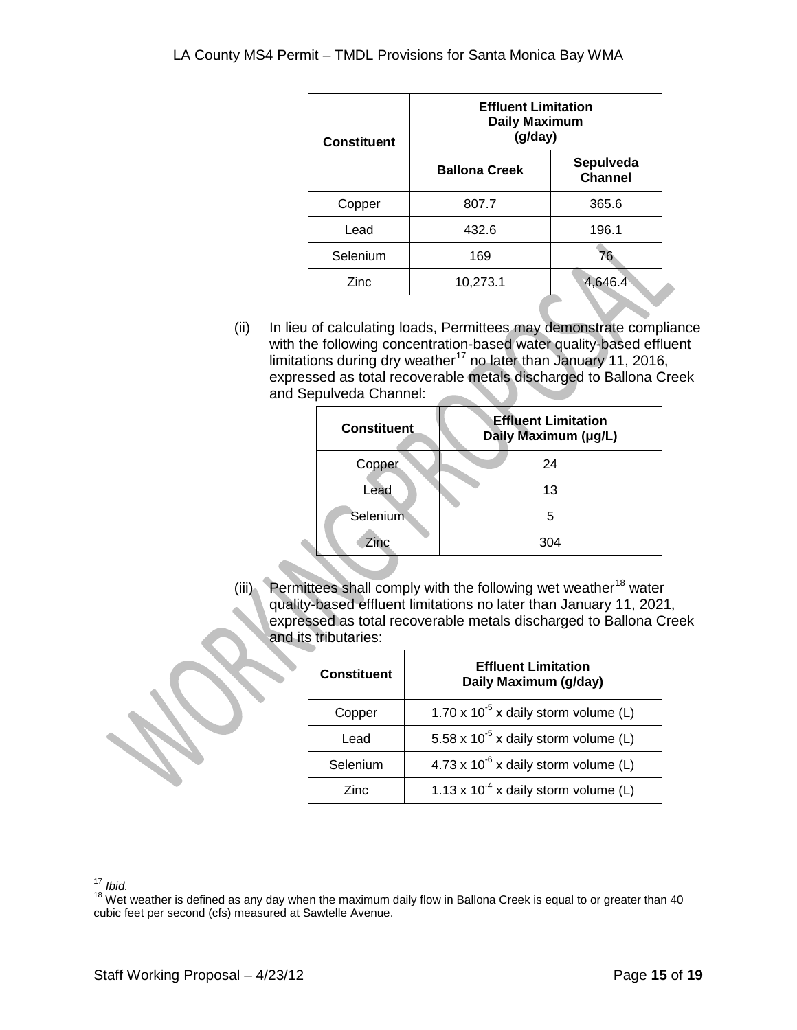| Constituent | Effluent Limitation Daily Maximum (g/day) | |
|---|---|---|
| | Ballona Creek | Sepulveda Channel |
| Copper | 807.7 | 365.6 |
| Lead | 432.6 | 196.1 |
| Selenium | 169 | 76 |
| Zinc | 10,273.1 | 4,646.4 |

(ii) In lieu of calculating loads, Permittees may demonstrate compliance with the following concentration-based water quality-based effluent limitations during dry weather[17] no later than January 11, 2016, expressed as total recoverable metals discharged to Ballona Creek and Sepulveda Channel:

| Constituent | Effluent Limitation Daily Maximum (µg/L) |
|---|---|
| Copper | 24 |
| Lead | 13 |
| Selenium | 5 |
| Zinc | 304 |

(iii) Permittees shall comply with the following wet weather[18] water quality-based effluent limitations no later than January 11, 2021, expressed as total recoverable metals discharged to Ballona Creek and its tributaries:

| Constituent | Effluent Limitation Daily Maximum (g/day) |
|---|---|
| Copper | $1.70 \times 10^{-5}$ x daily storm volume (L) |
| Lead | $5.58 \times 10^{-5}$ x daily storm volume (L) |
| Selenium | $4.73 \times 10^{-6}$ x daily storm volume (L) |
| Zinc | $1.13 \times 10^{-4}$ x daily storm volume (L) |

---

[17] *Ibid.*

[18] Wet weather is defined as any day when the maximum daily flow in Ballona Creek is equal to or greater than 40 cubic feet per second (cfs) measured at Sawtelle Avenue.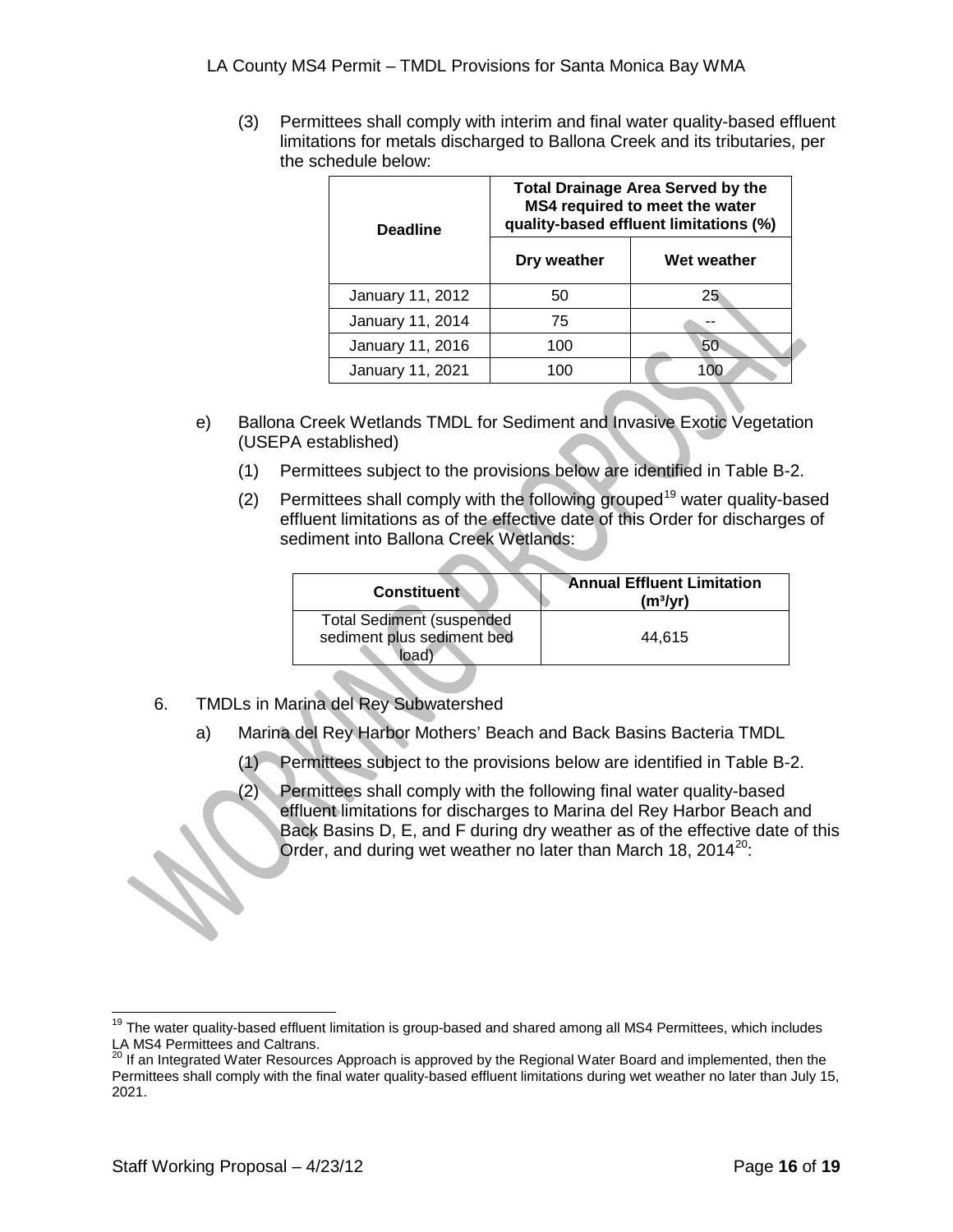(3) Permittees shall comply with interim and final water quality-based effluent limitations for metals discharged to Ballona Creek and its tributaries, per the schedule below:

| Deadline | Total Drainage Area Served by the MS4 required to meet the water quality-based effluent limitations (%) | |
|---|---|---|
| | Dry weather | Wet weather |
| January 11, 2012 | 50 | 25 |
| January 11, 2014 | 75 | -- |
| January 11, 2016 | 100 | 50 |
| January 11, 2021 | 100 | 100 |

e) Ballona Creek Wetlands TMDL for Sediment and Invasive Exotic Vegetation (USEPA established)

(1) Permittees subject to the provisions below are identified in Table B-2.

(2) Permittees shall comply with the following grouped[19] water quality-based effluent limitations as of the effective date of this Order for discharges of sediment into Ballona Creek Wetlands:

| Constituent | Annual Effluent Limitation ($m^3$/yr) |
|---|---|
| Total Sediment (suspended sediment plus sediment bed load) | 44,615 |

6. TMDLs in Marina del Rey Subwatershed

a) Marina del Rey Harbor Mothers' Beach and Back Basins Bacteria TMDL

(1) Permittees subject to the provisions below are identified in Table B-2.

(2) Permittees shall comply with the following final water quality-based effluent limitations for discharges to Marina del Rey Harbor Beach and Back Basins D, E, and F during dry weather as of the effective date of this Order, and during wet weather no later than March 18, 2014[20]:

[19] The water quality-based effluent limitation is group-based and shared among all MS4 Permittees, which includes LA MS4 Permittees and Caltrans.

[20] If an Integrated Water Resources Approach is approved by the Regional Water Board and implemented, then the Permittees shall comply with the final water quality-based effluent limitations during wet weather no later than July 15, 2021.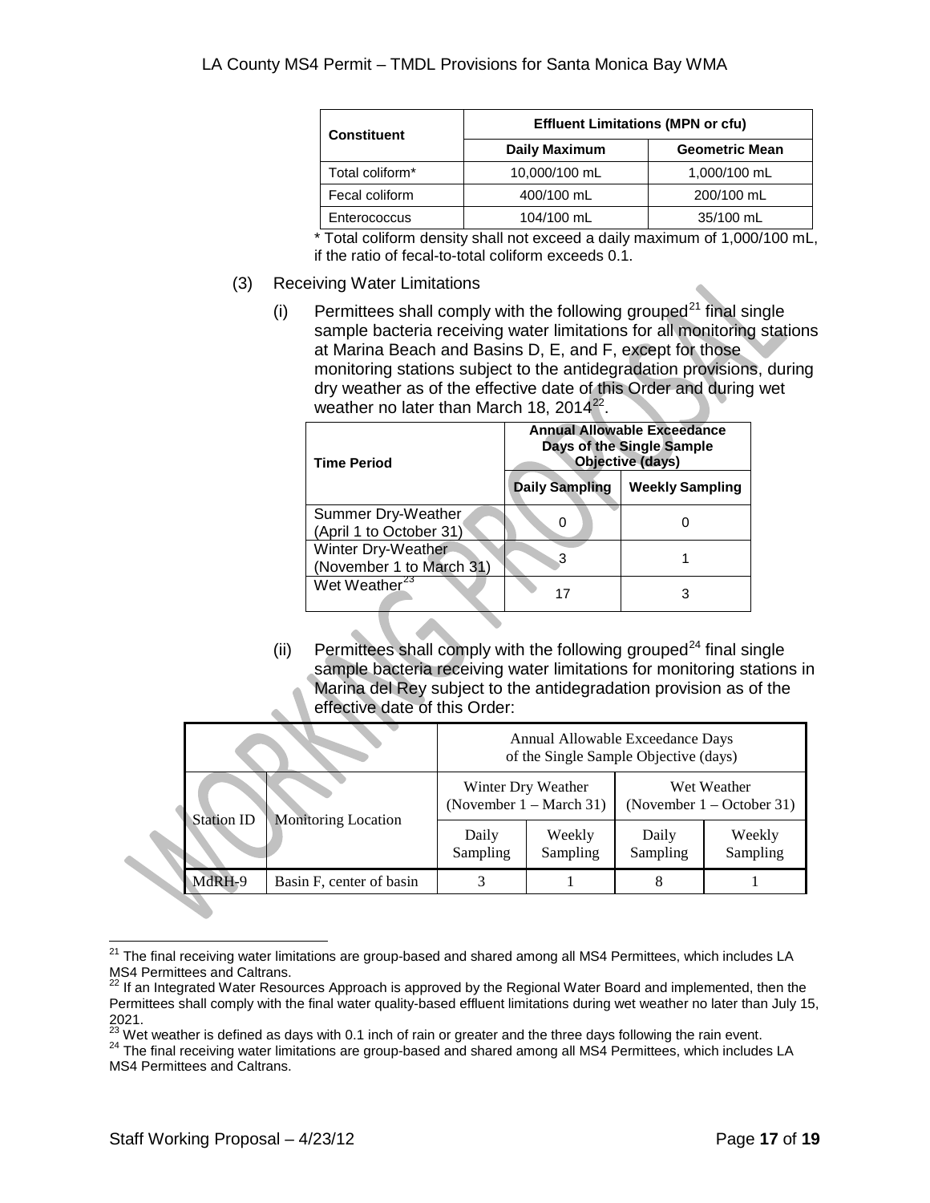| Constituent | Effluent Limitations (MPN or cfu) | |
|---|---|---|
| | Daily Maximum | Geometric Mean |
| Total coliform* | 10,000/100 mL | 1,000/100 mL |
| Fecal coliform | 400/100 mL | 200/100 mL |
| Enterococcus | 104/100 mL | 35/100 mL |

* Total coliform density shall not exceed a daily maximum of 1,000/100 mL, if the ratio of fecal-to-total coliform exceeds 0.1.

(3) Receiving Water Limitations

(i) Permittees shall comply with the following grouped[21] final single sample bacteria receiving water limitations for all monitoring stations at Marina Beach and Basins D, E, and F, except for those monitoring stations subject to the antidegradation provisions, during dry weather as of the effective date of this Order and during wet weather no later than March 18, 2014[22].

| Time Period | Annual Allowable Exceedance Days of the Single Sample Objective (days) | |
|---|---|---|
| | Daily Sampling | Weekly Sampling |
| Summer Dry-Weather (April 1 to October 31) | 0 | 0 |
| Winter Dry-Weather (November 1 to March 31) | 3 | 1 |
| Wet Weather[23] | 17 | 3 |

(ii) Permittees shall comply with the following grouped[24] final single sample bacteria receiving water limitations for monitoring stations in Marina del Rey subject to the antidegradation provision as of the effective date of this Order:

| Station ID | Monitoring Location | Annual Allowable Exceedance Days of the Single Sample Objective (days) | | | |
|---|---|---|---|---|---|
| | | Winter Dry Weather (November 1 – March 31) | | Wet Weather (November 1 – October 31) | |
| | | Daily Sampling | Weekly Sampling | Daily Sampling | Weekly Sampling |
| MdRH-9 | Basin F, center of basin | 3 | 1 | 8 | 1 |

[21] The final receiving water limitations are group-based and shared among all MS4 Permittees, which includes LA MS4 Permittees and Caltrans.

[22] If an Integrated Water Resources Approach is approved by the Regional Water Board and implemented, then the Permittees shall comply with the final water quality-based effluent limitations during wet weather no later than July 15, 2021.

[23] Wet weather is defined as days with 0.1 inch of rain or greater and the three days following the rain event.

[24] The final receiving water limitations are group-based and shared among all MS4 Permittees, which includes LA MS4 Permittees and Caltrans.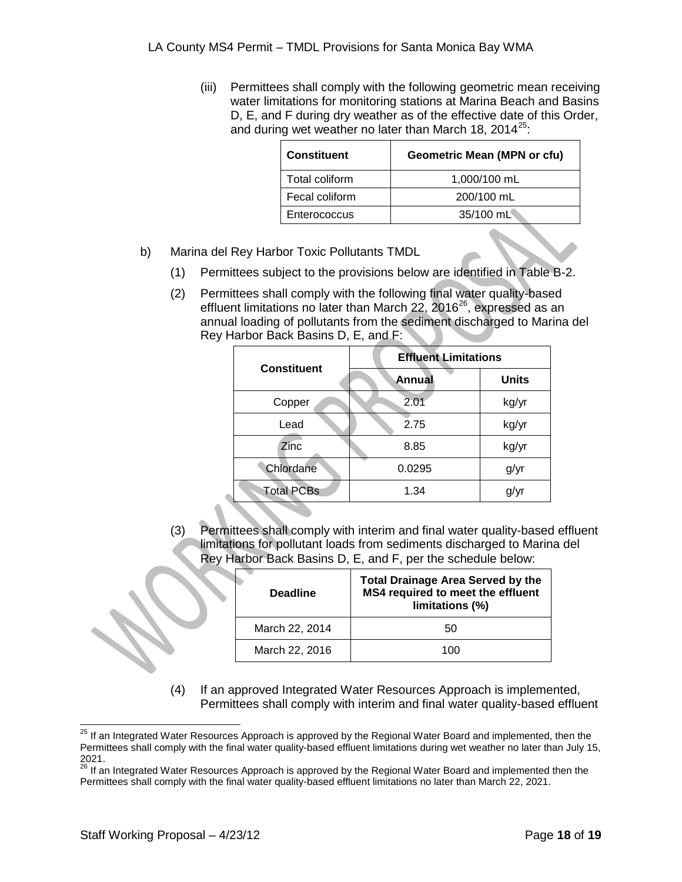(iii) Permittees shall comply with the following geometric mean receiving water limitations for monitoring stations at Marina Beach and Basins D, E, and F during dry weather as of the effective date of this Order, and during wet weather no later than March 18, 2014[25]:

| Constituent | Geometric Mean (MPN or cfu) |
|---|---|
| Total coliform | 1,000/100 mL |
| Fecal coliform | 200/100 mL |
| Enterococcus | 35/100 mL |

b) Marina del Rey Harbor Toxic Pollutants TMDL

(1) Permittees subject to the provisions below are identified in Table B-2.

(2) Permittees shall comply with the following final water quality-based effluent limitations no later than March 22, 2016[26], expressed as an annual loading of pollutants from the sediment discharged to Marina del Rey Harbor Back Basins D, E, and F:

| Constituent | Effluent Limitations | |
|---|---|---|
| | Annual | Units |
| Copper | 2.01 | kg/yr |
| Lead | 2.75 | kg/yr |
| Zinc | 8.85 | kg/yr |
| Chlordane | 0.0295 | g/yr |
| Total PCBs | 1.34 | g/yr |

(3) Permittees shall comply with interim and final water quality-based effluent limitations for pollutant loads from sediments discharged to Marina del Rey Harbor Back Basins D, E, and F, per the schedule below:

| Deadline | Total Drainage Area Served by the MS4 required to meet the effluent limitations (%) |
|---|---|
| March 22, 2014 | 50 |
| March 22, 2016 | 100 |

(4) If an approved Integrated Water Resources Approach is implemented, Permittees shall comply with interim and final water quality-based effluent

---

[25] If an Integrated Water Resources Approach is approved by the Regional Water Board and implemented, then the Permittees shall comply with the final water quality-based effluent limitations during wet weather no later than July 15, 2021.

[26] If an Integrated Water Resources Approach is approved by the Regional Water Board and implemented then the Permittees shall comply with the final water quality-based effluent limitations no later than March 22, 2021.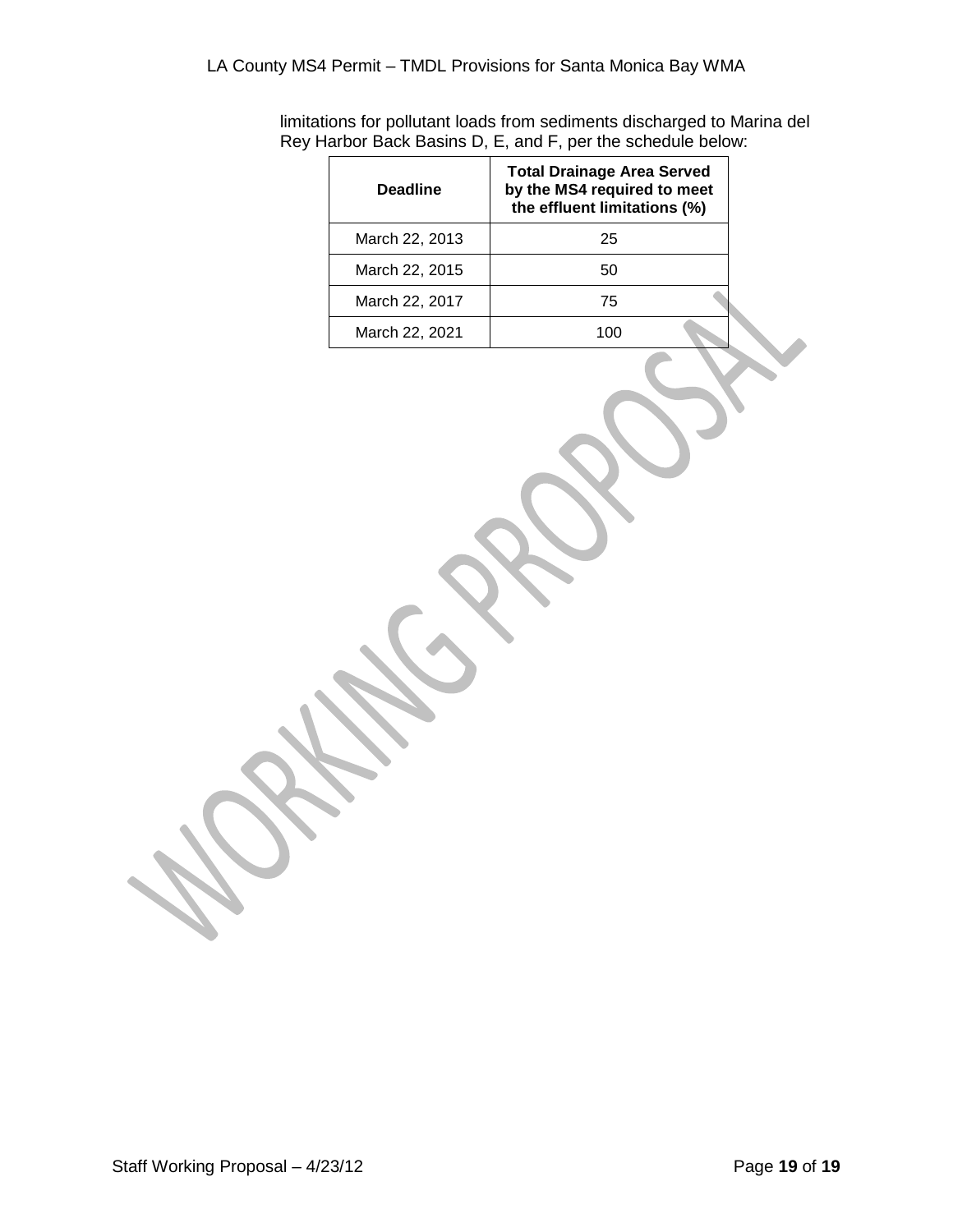limitations for pollutant loads from sediments discharged to Marina del Rey Harbor Back Basins D, E, and F, per the schedule below:

| Deadline | Total Drainage Area Served by the MS4 required to meet the effluent limitations (%) |
|---|---|
| March 22, 2013 | 25 |
| March 22, 2015 | 50 |
| March 22, 2017 | 75 |
| March 22, 2021 | 100 |